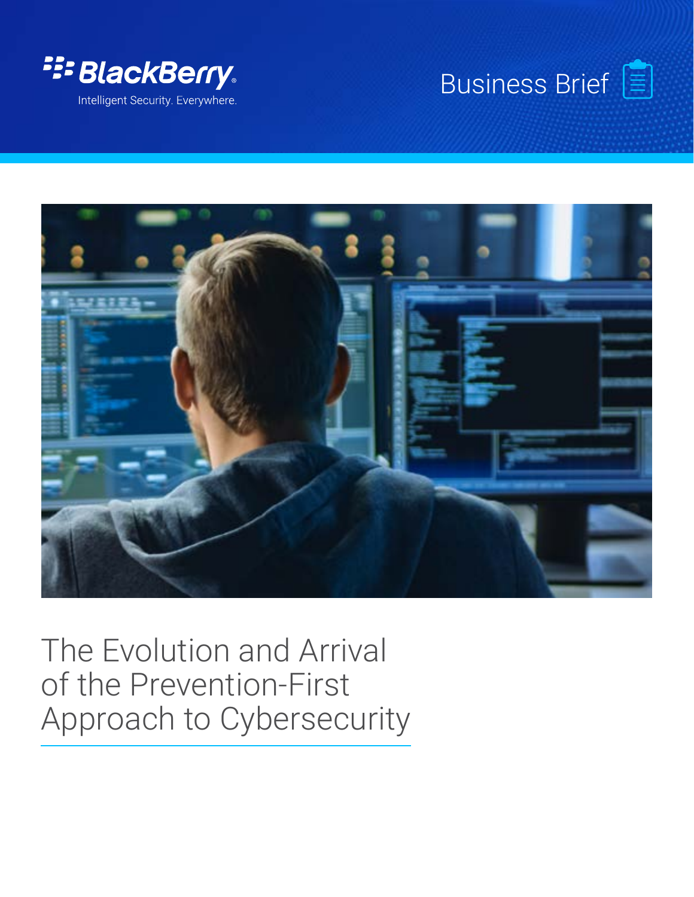BlackBerry

Intelligent Security. Everywhere.

Business Brief

# The Evolution and Arrival of the Prevention-First Approach to Cybersecurity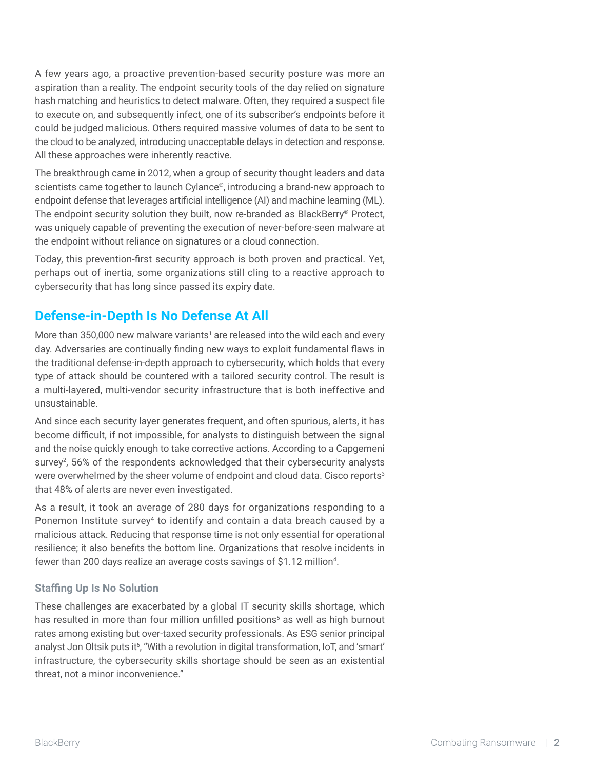A few years ago, a proactive prevention-based security posture was more an aspiration than a reality. The endpoint security tools of the day relied on signature hash matching and heuristics to detect malware. Often, they required a suspect file to execute on, and subsequently infect, one of its subscriber's endpoints before it could be judged malicious. Others required massive volumes of data to be sent to the cloud to be analyzed, introducing unacceptable delays in detection and response. All these approaches were inherently reactive.

The breakthrough came in 2012, when a group of security thought leaders and data scientists came together to launch Cylance®, introducing a brand-new approach to endpoint defense that leverages artificial intelligence (AI) and machine learning (ML). The endpoint security solution they built, now re-branded as BlackBerry® Protect, was uniquely capable of preventing the execution of never-before-seen malware at the endpoint without reliance on signatures or a cloud connection.

Today, this prevention-first security approach is both proven and practical. Yet, perhaps out of inertia, some organizations still cling to a reactive approach to cybersecurity that has long since passed its expiry date.

## Defense-in-Depth Is No Defense At All

More than 350,000 new malware variants[1] are released into the wild each and every day. Adversaries are continually finding new ways to exploit fundamental flaws in the traditional defense-in-depth approach to cybersecurity, which holds that every type of attack should be countered with a tailored security control. The result is a multi-layered, multi-vendor security infrastructure that is both ineffective and unsustainable.

And since each security layer generates frequent, and often spurious, alerts, it has become difficult, if not impossible, for analysts to distinguish between the signal and the noise quickly enough to take corrective actions. According to a Capgemeni survey[2], 56% of the respondents acknowledged that their cybersecurity analysts were overwhelmed by the sheer volume of endpoint and cloud data. Cisco reports[3] that 48% of alerts are never even investigated.

As a result, it took an average of 280 days for organizations responding to a Ponemon Institute survey[4] to identify and contain a data breach caused by a malicious attack. Reducing that response time is not only essential for operational resilience; it also benefits the bottom line. Organizations that resolve incidents in fewer than 200 days realize an average costs savings of $1.12 million[4].

### Staffing Up Is No Solution

These challenges are exacerbated by a global IT security skills shortage, which has resulted in more than four million unfilled positions[5] as well as high burnout rates among existing but over-taxed security professionals. As ESG senior principal analyst Jon Oltsik puts it[6], "With a revolution in digital transformation, IoT, and 'smart' infrastructure, the cybersecurity skills shortage should be seen as an existential threat, not a minor inconvenience."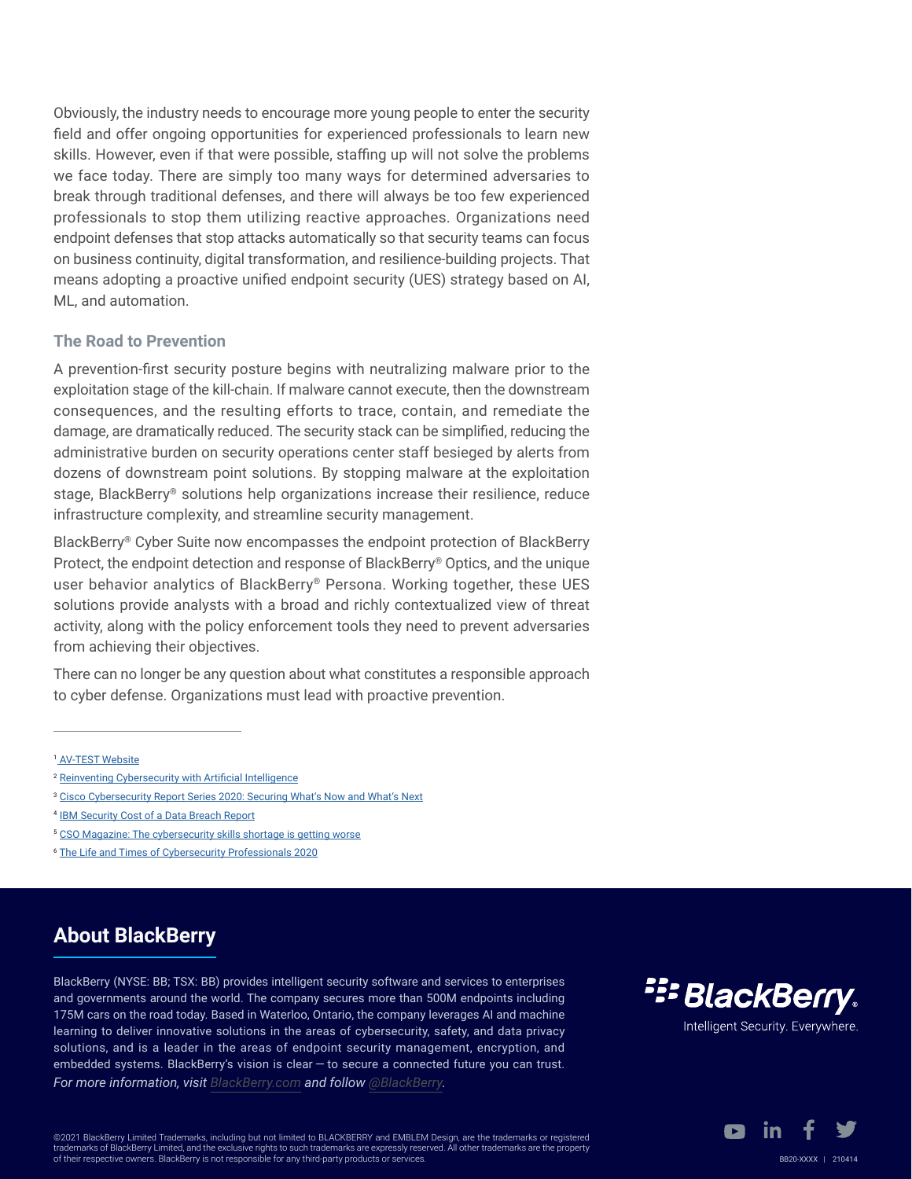Obviously, the industry needs to encourage more young people to enter the security field and offer ongoing opportunities for experienced professionals to learn new skills. However, even if that were possible, staffing up will not solve the problems we face today. There are simply too many ways for determined adversaries to break through traditional defenses, and there will always be too few experienced professionals to stop them utilizing reactive approaches. Organizations need endpoint defenses that stop attacks automatically so that security teams can focus on business continuity, digital transformation, and resilience-building projects. That means adopting a proactive unified endpoint security (UES) strategy based on AI, ML, and automation.

### The Road to Prevention

A prevention-first security posture begins with neutralizing malware prior to the exploitation stage of the kill-chain. If malware cannot execute, then the downstream consequences, and the resulting efforts to trace, contain, and remediate the damage, are dramatically reduced. The security stack can be simplified, reducing the administrative burden on security operations center staff besieged by alerts from dozens of downstream point solutions. By stopping malware at the exploitation stage, BlackBerry® solutions help organizations increase their resilience, reduce infrastructure complexity, and streamline security management.

BlackBerry® Cyber Suite now encompasses the endpoint protection of BlackBerry Protect, the endpoint detection and response of BlackBerry® Optics, and the unique user behavior analytics of BlackBerry® Persona. Working together, these UES solutions provide analysts with a broad and richly contextualized view of threat activity, along with the policy enforcement tools they need to prevent adversaries from achieving their objectives.

There can no longer be any question about what constitutes a responsible approach to cyber defense. Organizations must lead with proactive prevention.

---

[1] AV-TEST Website

[2] Reinventing Cybersecurity with Artificial Intelligence

[3] Cisco Cybersecurity Report Series 2020: Securing What's Now and What's Next

[4] IBM Security Cost of a Data Breach Report

[5] CSO Magazine: The cybersecurity skills shortage is getting worse

[6] The Life and Times of Cybersecurity Professionals 2020

## About BlackBerry

BlackBerry (NYSE: BB; TSX: BB) provides intelligent security software and services to enterprises and governments around the world. The company secures more than 500M endpoints including 175M cars on the road today. Based in Waterloo, Ontario, the company leverages AI and machine learning to deliver innovative solutions in the areas of cybersecurity, safety, and data privacy solutions, and is a leader in the areas of endpoint security management, encryption, and embedded systems. BlackBerry's vision is clear — to secure a connected future you can trust. *For more information, visit BlackBerry.com and follow @BlackBerry.*

BlackBerry. Intelligent Security. Everywhere.

©2021 BlackBerry Limited Trademarks, including but not limited to BLACKBERRY and EMBLEM Design, are the trademarks or registered trademarks of BlackBerry Limited, and the exclusive rights to such trademarks are expressly reserved. All other trademarks are the property of their respective owners. BlackBerry is not responsible for any third-party products or services.

BB20-XXXX | 210414